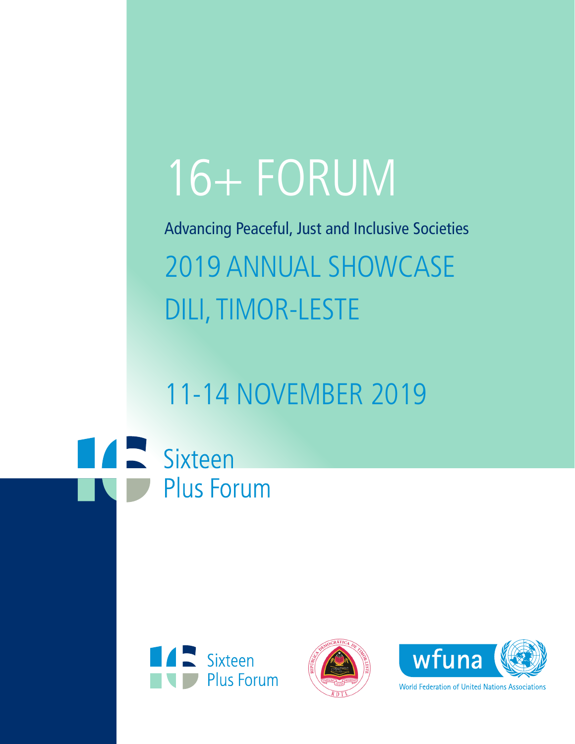# 16+ FORUM

Advancing Peaceful, Just and Inclusive Societies

## 2019 ANNUAL SHOWCASE
## DILI, TIMOR-LESTE

## 11-14 NOVEMBER 2019

Sixteen Plus Forum

Sixteen Plus Forum

REPÚBLICA DEMOCRÁTICA DE TIMOR-LESTE

RDTL

wfuna

World Federation of United Nations Associations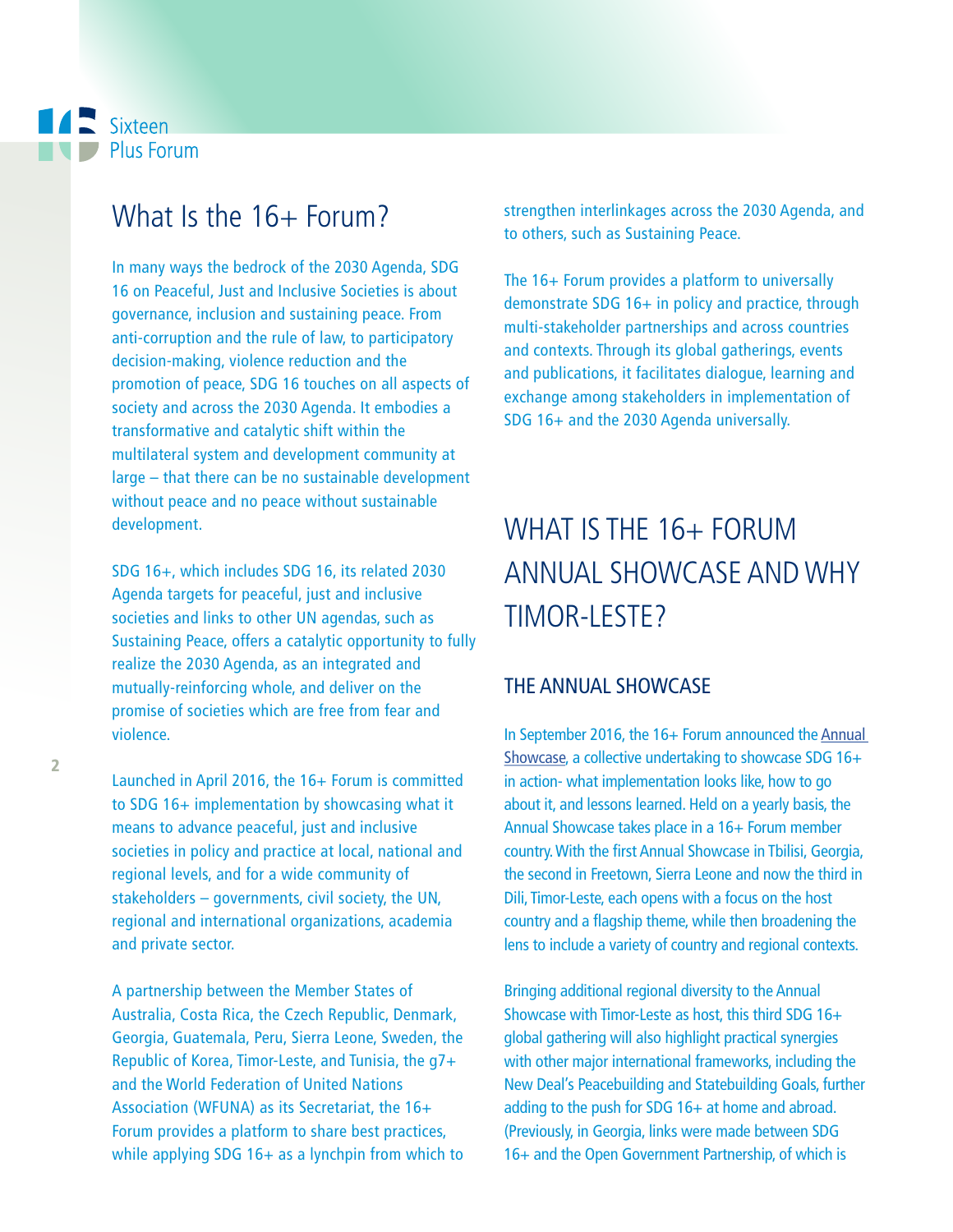# What Is the 16+ Forum?

In many ways the bedrock of the 2030 Agenda, SDG 16 on Peaceful, Just and Inclusive Societies is about governance, inclusion and sustaining peace. From anti-corruption and the rule of law, to participatory decision-making, violence reduction and the promotion of peace, SDG 16 touches on all aspects of society and across the 2030 Agenda. It embodies a transformative and catalytic shift within the multilateral system and development community at large – that there can be no sustainable development without peace and no peace without sustainable development.

SDG 16+, which includes SDG 16, its related 2030 Agenda targets for peaceful, just and inclusive societies and links to other UN agendas, such as Sustaining Peace, offers a catalytic opportunity to fully realize the 2030 Agenda, as an integrated and mutually-reinforcing whole, and deliver on the promise of societies which are free from fear and violence.

Launched in April 2016, the 16+ Forum is committed to SDG 16+ implementation by showcasing what it means to advance peaceful, just and inclusive societies in policy and practice at local, national and regional levels, and for a wide community of stakeholders – governments, civil society, the UN, regional and international organizations, academia and private sector.

A partnership between the Member States of Australia, Costa Rica, the Czech Republic, Denmark, Georgia, Guatemala, Peru, Sierra Leone, Sweden, the Republic of Korea, Timor-Leste, and Tunisia, the g7+ and the World Federation of United Nations Association (WFUNA) as its Secretariat, the 16+ Forum provides a platform to share best practices, while applying SDG 16+ as a lynchpin from which to strengthen interlinkages across the 2030 Agenda, and to others, such as Sustaining Peace.

The 16+ Forum provides a platform to universally demonstrate SDG 16+ in policy and practice, through multi-stakeholder partnerships and across countries and contexts. Through its global gatherings, events and publications, it facilitates dialogue, learning and exchange among stakeholders in implementation of SDG 16+ and the 2030 Agenda universally.

# WHAT IS THE 16+ FORUM ANNUAL SHOWCASE AND WHY TIMOR-LESTE?

## THE ANNUAL SHOWCASE

In September 2016, the 16+ Forum announced the Annual Showcase, a collective undertaking to showcase SDG 16+ in action- what implementation looks like, how to go about it, and lessons learned. Held on a yearly basis, the Annual Showcase takes place in a 16+ Forum member country. With the first Annual Showcase in Tbilisi, Georgia, the second in Freetown, Sierra Leone and now the third in Dili, Timor-Leste, each opens with a focus on the host country and a flagship theme, while then broadening the lens to include a variety of country and regional contexts.

Bringing additional regional diversity to the Annual Showcase with Timor-Leste as host, this third SDG 16+ global gathering will also highlight practical synergies with other major international frameworks, including the New Deal's Peacebuilding and Statebuilding Goals, further adding to the push for SDG 16+ at home and abroad. (Previously, in Georgia, links were made between SDG 16+ and the Open Government Partnership, of which is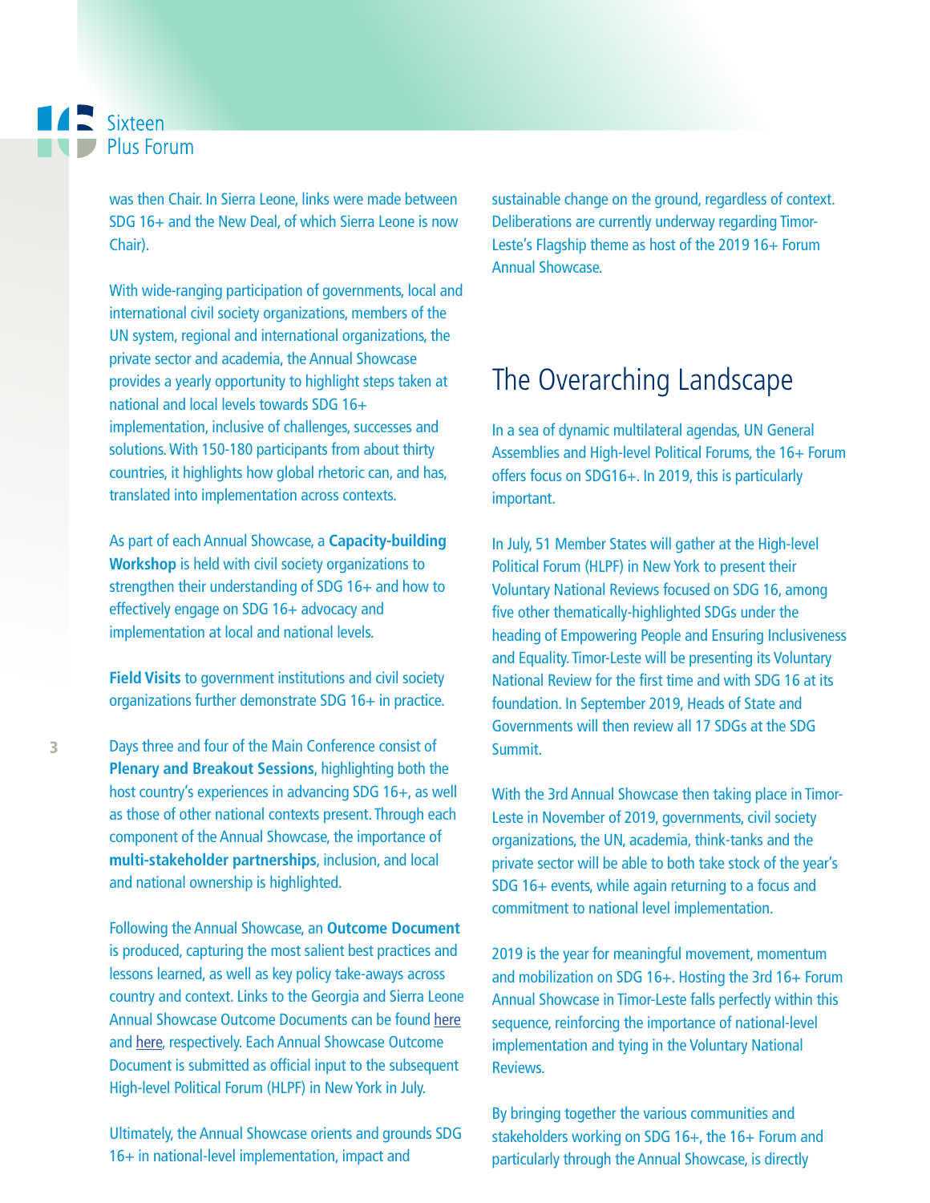was then Chair. In Sierra Leone, links were made between SDG 16+ and the New Deal, of which Sierra Leone is now Chair).

With wide-ranging participation of governments, local and international civil society organizations, members of the UN system, regional and international organizations, the private sector and academia, the Annual Showcase provides a yearly opportunity to highlight steps taken at national and local levels towards SDG 16+ implementation, inclusive of challenges, successes and solutions. With 150-180 participants from about thirty countries, it highlights how global rhetoric can, and has, translated into implementation across contexts.

As part of each Annual Showcase, a **Capacity-building Workshop** is held with civil society organizations to strengthen their understanding of SDG 16+ and how to effectively engage on SDG 16+ advocacy and implementation at local and national levels.

**Field Visits** to government institutions and civil society organizations further demonstrate SDG 16+ in practice.

Days three and four of the Main Conference consist of **Plenary and Breakout Sessions**, highlighting both the host country's experiences in advancing SDG 16+, as well as those of other national contexts present. Through each component of the Annual Showcase, the importance of **multi-stakeholder partnerships**, inclusion, and local and national ownership is highlighted.

Following the Annual Showcase, an **Outcome Document** is produced, capturing the most salient best practices and lessons learned, as well as key policy take-aways across country and context. Links to the Georgia and Sierra Leone Annual Showcase Outcome Documents can be found here and here, respectively. Each Annual Showcase Outcome Document is submitted as official input to the subsequent High-level Political Forum (HLPF) in New York in July.

Ultimately, the Annual Showcase orients and grounds SDG 16+ in national-level implementation, impact and sustainable change on the ground, regardless of context. Deliberations are currently underway regarding Timor-Leste's Flagship theme as host of the 2019 16+ Forum Annual Showcase.

## The Overarching Landscape

In a sea of dynamic multilateral agendas, UN General Assemblies and High-level Political Forums, the 16+ Forum offers focus on SDG16+. In 2019, this is particularly important.

In July, 51 Member States will gather at the High-level Political Forum (HLPF) in New York to present their Voluntary National Reviews focused on SDG 16, among five other thematically-highlighted SDGs under the heading of Empowering People and Ensuring Inclusiveness and Equality. Timor-Leste will be presenting its Voluntary National Review for the first time and with SDG 16 at its foundation. In September 2019, Heads of State and Governments will then review all 17 SDGs at the SDG Summit.

With the 3rd Annual Showcase then taking place in Timor-Leste in November of 2019, governments, civil society organizations, the UN, academia, think-tanks and the private sector will be able to both take stock of the year's SDG 16+ events, while again returning to a focus and commitment to national level implementation.

2019 is the year for meaningful movement, momentum and mobilization on SDG 16+. Hosting the 3rd 16+ Forum Annual Showcase in Timor-Leste falls perfectly within this sequence, reinforcing the importance of national-level implementation and tying in the Voluntary National Reviews.

By bringing together the various communities and stakeholders working on SDG 16+, the 16+ Forum and particularly through the Annual Showcase, is directly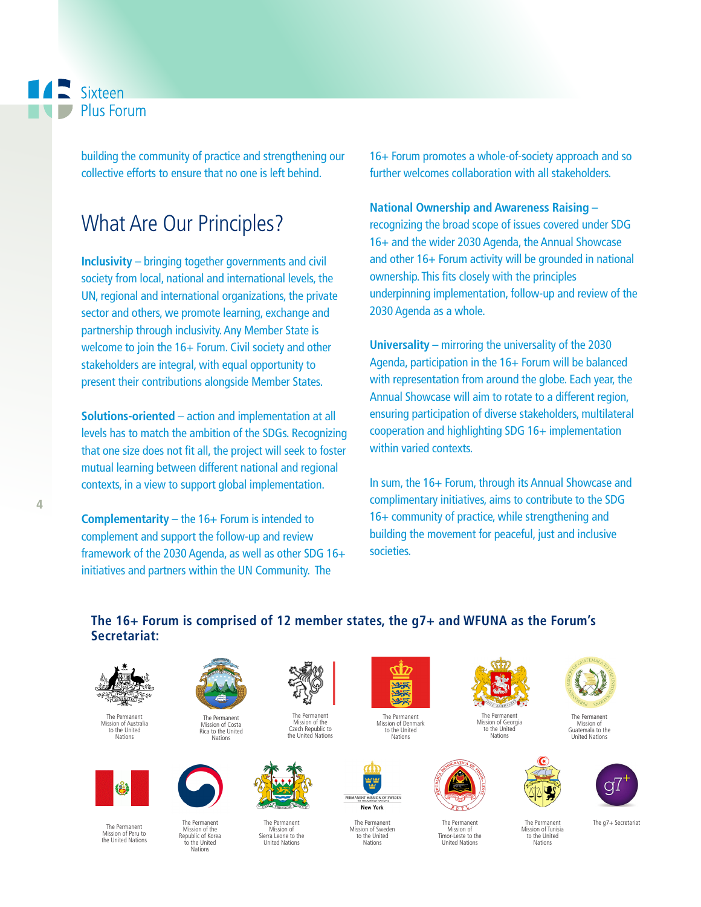building the community of practice and strengthening our collective efforts to ensure that no one is left behind.

## What Are Our Principles?

**Inclusivity** – bringing together governments and civil society from local, national and international levels, the UN, regional and international organizations, the private sector and others, we promote learning, exchange and partnership through inclusivity. Any Member State is welcome to join the 16+ Forum. Civil society and other stakeholders are integral, with equal opportunity to present their contributions alongside Member States.

**Solutions-oriented** – action and implementation at all levels has to match the ambition of the SDGs. Recognizing that one size does not fit all, the project will seek to foster mutual learning between different national and regional contexts, in a view to support global implementation.

**Complementarity** – the 16+ Forum is intended to complement and support the follow-up and review framework of the 2030 Agenda, as well as other SDG 16+ initiatives and partners within the UN Community. The 16+ Forum promotes a whole-of-society approach and so further welcomes collaboration with all stakeholders.

**National Ownership and Awareness Raising** – recognizing the broad scope of issues covered under SDG 16+ and the wider 2030 Agenda, the Annual Showcase and other 16+ Forum activity will be grounded in national ownership. This fits closely with the principles underpinning implementation, follow-up and review of the 2030 Agenda as a whole.

**Universality** – mirroring the universality of the 2030 Agenda, participation in the 16+ Forum will be balanced with representation from around the globe. Each year, the Annual Showcase will aim to rotate to a different region, ensuring participation of diverse stakeholders, multilateral cooperation and highlighting SDG 16+ implementation within varied contexts.

In sum, the 16+ Forum, through its Annual Showcase and complimentary initiatives, aims to contribute to the SDG 16+ community of practice, while strengthening and building the movement for peaceful, just and inclusive societies.

**The 16+ Forum is comprised of 12 member states, the g7+ and WFUNA as the Forum's Secretariat:**

The Permanent Mission of Australia to the United Nations

The Permanent Mission of Costa Rica to the United Nations

The Permanent Mission of the Czech Republic to the United Nations

The Permanent Mission of Denmark to the United Nations

The Permanent Mission of Georgia to the United Nations

The Permanent Mission of Guatemala to the United Nations

The Permanent Mission of Peru to the United Nations

The Permanent Mission of the Republic of Korea to the United Nations

The Permanent Mission of Sierra Leone to the United Nations

The Permanent Mission of Sweden to the United Nations

The Permanent Mission of Timor-Leste to the United Nations

The Permanent Mission of Tunisia to the United Nations

The g7+ Secretariat